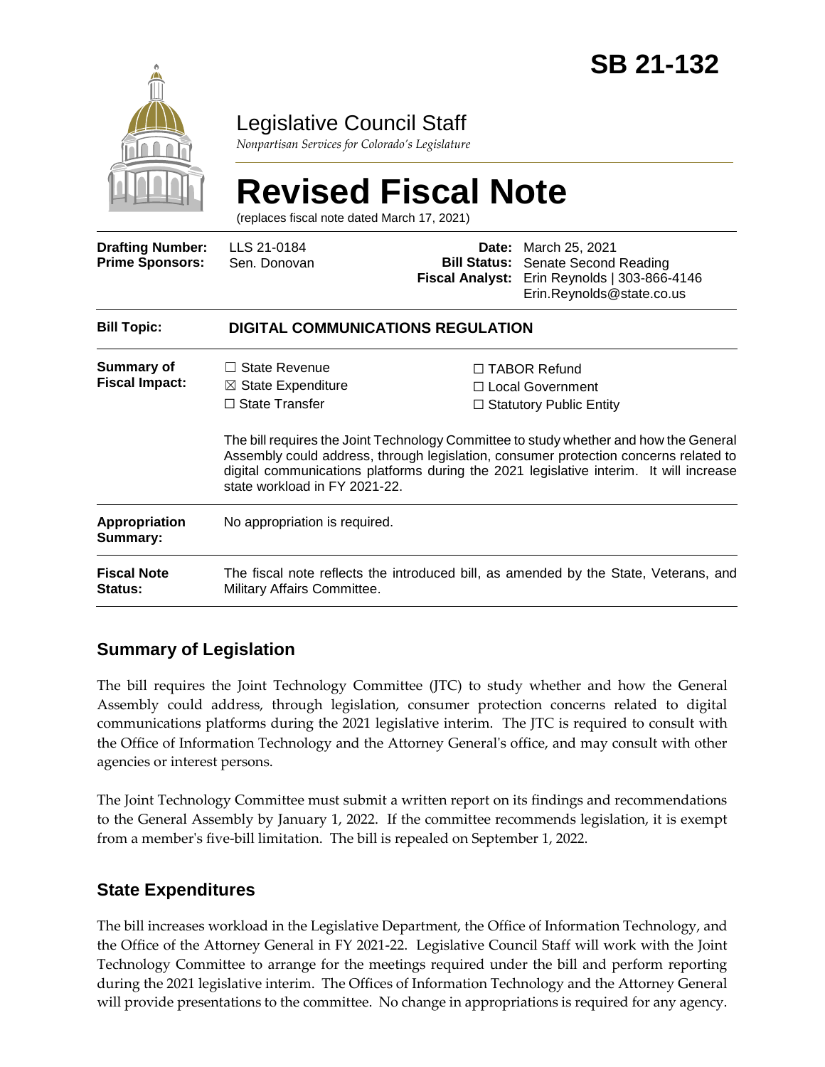# SB 21-132

## Legislative Council Staff

*Nonpartisan Services for Colorado's Legislature*

# Revised Fiscal Note

(replaces fiscal note dated March 17, 2021)

| | | | |
|---|---|---|---|
| **Drafting Number:** | LLS 21-0184 | **Date:** | March 25, 2021 |
| **Prime Sponsors:** | Sen. Donovan | **Bill Status:** | Senate Second Reading |
| | | **Fiscal Analyst:** | Erin Reynolds \| 303-866-4146 Erin.Reynolds@state.co.us |

| | |
|---|---|
| **Bill Topic:** | **DIGITAL COMMUNICATIONS REGULATION** |
| **Summary of Fiscal Impact:** | ☐ State Revenue ☒ State Expenditure ☐ State Transfer ☐ TABOR Refund ☐ Local Government ☐ Statutory Public Entity<br><br>The bill requires the Joint Technology Committee to study whether and how the General Assembly could address, through legislation, consumer protection concerns related to digital communications platforms during the 2021 legislative interim. It will increase state workload in FY 2021-22. |
| **Appropriation Summary:** | No appropriation is required. |
| **Fiscal Note Status:** | The fiscal note reflects the introduced bill, as amended by the State, Veterans, and Military Affairs Committee. |

## Summary of Legislation

The bill requires the Joint Technology Committee (JTC) to study whether and how the General Assembly could address, through legislation, consumer protection concerns related to digital communications platforms during the 2021 legislative interim. The JTC is required to consult with the Office of Information Technology and the Attorney General's office, and may consult with other agencies or interest persons.

The Joint Technology Committee must submit a written report on its findings and recommendations to the General Assembly by January 1, 2022. If the committee recommends legislation, it is exempt from a member's five-bill limitation. The bill is repealed on September 1, 2022.

## State Expenditures

The bill increases workload in the Legislative Department, the Office of Information Technology, and the Office of the Attorney General in FY 2021-22. Legislative Council Staff will work with the Joint Technology Committee to arrange for the meetings required under the bill and perform reporting during the 2021 legislative interim. The Offices of Information Technology and the Attorney General will provide presentations to the committee. No change in appropriations is required for any agency.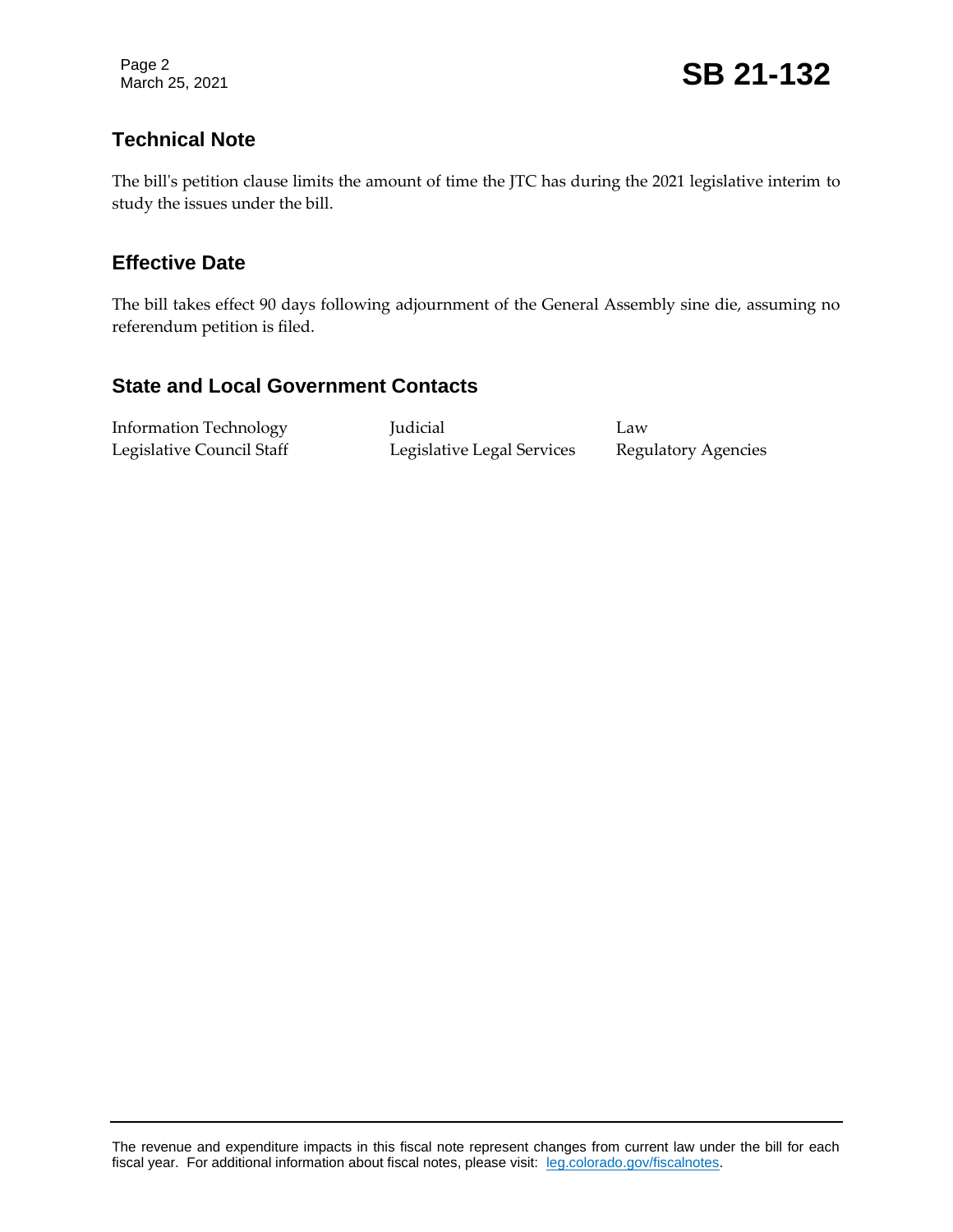## Technical Note

The bill's petition clause limits the amount of time the JTC has during the 2021 legislative interim to study the issues under the bill.

## Effective Date

The bill takes effect 90 days following adjournment of the General Assembly sine die, assuming no referendum petition is filed.

## State and Local Government Contacts

| | | |
|---|---|---|
| Information Technology | Judicial | Law |
| Legislative Council Staff | Legislative Legal Services | Regulatory Agencies |

The revenue and expenditure impacts in this fiscal note represent changes from current law under the bill for each fiscal year. For additional information about fiscal notes, please visit: leg.colorado.gov/fiscalnotes.